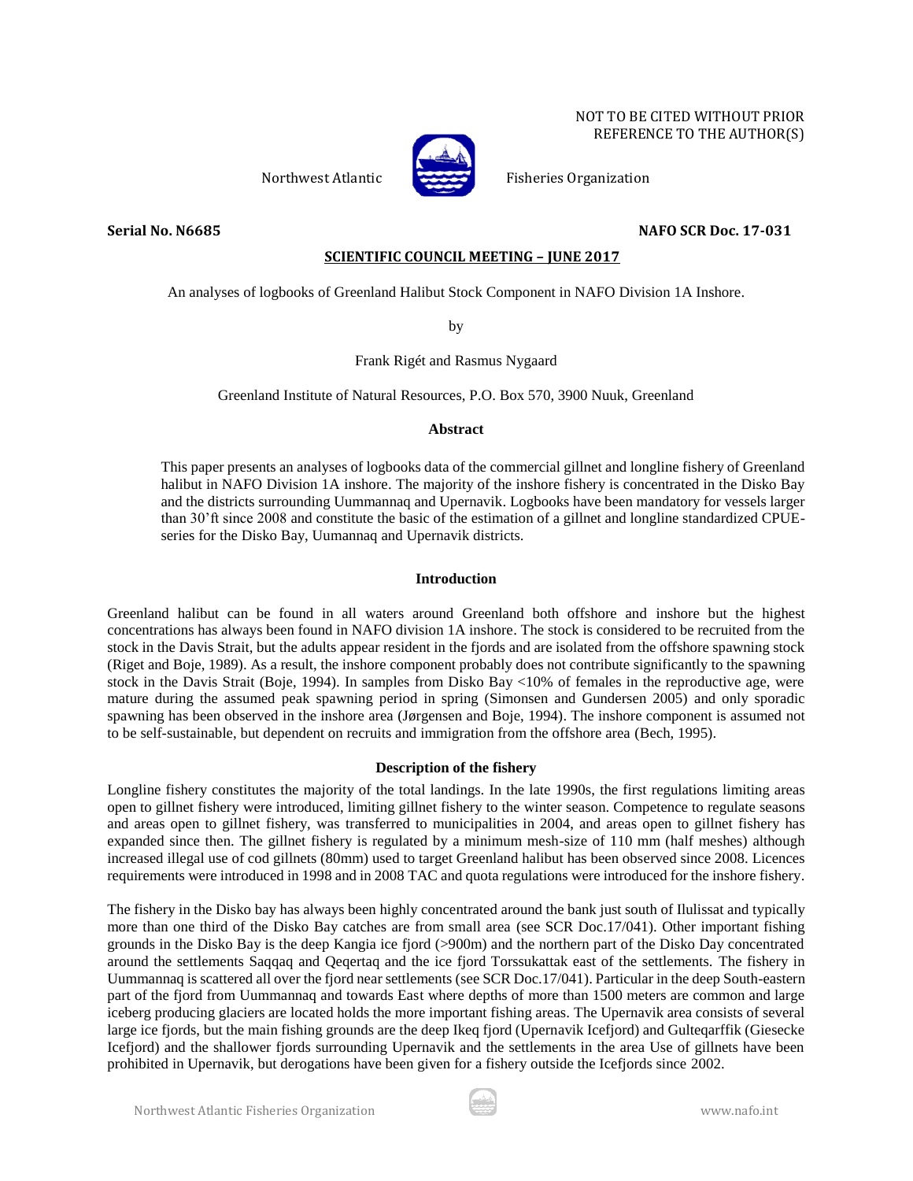NOT TO BE CITED WITHOUT PRIOR REFERENCE TO THE AUTHOR(S)

Northwest Atlantic Fisheries Organization

**Serial No. N6685** **NAFO SCR Doc. 17-031**

**SCIENTIFIC COUNCIL MEETING – JUNE 2017**

# An analyses of logbooks of Greenland Halibut Stock Component in NAFO Division 1A Inshore.

by

Frank Rigét and Rasmus Nygaard

Greenland Institute of Natural Resources, P.O. Box 570, 3900 Nuuk, Greenland

## Abstract

This paper presents an analyses of logbooks data of the commercial gillnet and longline fishery of Greenland halibut in NAFO Division 1A inshore. The majority of the inshore fishery is concentrated in the Disko Bay and the districts surrounding Uummannaq and Upernavik. Logbooks have been mandatory for vessels larger than 30'ft since 2008 and constitute the basic of the estimation of a gillnet and longline standardized CPUE-series for the Disko Bay, Uumannaq and Upernavik districts.

## Introduction

Greenland halibut can be found in all waters around Greenland both offshore and inshore but the highest concentrations has always been found in NAFO division 1A inshore. The stock is considered to be recruited from the stock in the Davis Strait, but the adults appear resident in the fjords and are isolated from the offshore spawning stock (Riget and Boje, 1989). As a result, the inshore component probably does not contribute significantly to the spawning stock in the Davis Strait (Boje, 1994). In samples from Disko Bay <10% of females in the reproductive age, were mature during the assumed peak spawning period in spring (Simonsen and Gundersen 2005) and only sporadic spawning has been observed in the inshore area (Jørgensen and Boje, 1994). The inshore component is assumed not to be self-sustainable, but dependent on recruits and immigration from the offshore area (Bech, 1995).

## Description of the fishery

Longline fishery constitutes the majority of the total landings. In the late 1990s, the first regulations limiting areas open to gillnet fishery were introduced, limiting gillnet fishery to the winter season. Competence to regulate seasons and areas open to gillnet fishery, was transferred to municipalities in 2004, and areas open to gillnet fishery has expanded since then. The gillnet fishery is regulated by a minimum mesh-size of 110 mm (half meshes) although increased illegal use of cod gillnets (80mm) used to target Greenland halibut has been observed since 2008. Licences requirements were introduced in 1998 and in 2008 TAC and quota regulations were introduced for the inshore fishery.

The fishery in the Disko bay has always been highly concentrated around the bank just south of Ilulissat and typically more than one third of the Disko Bay catches are from small area (see SCR Doc.17/041). Other important fishing grounds in the Disko Bay is the deep Kangia ice fjord (>900m) and the northern part of the Disko Day concentrated around the settlements Saqqaq and Qeqertaq and the ice fjord Torssukattak east of the settlements. The fishery in Uummannaq is scattered all over the fjord near settlements (see SCR Doc.17/041). Particular in the deep South-eastern part of the fjord from Uummannaq and towards East where depths of more than 1500 meters are common and large iceberg producing glaciers are located holds the more important fishing areas. The Upernavik area consists of several large ice fjords, but the main fishing grounds are the deep Ikeq fjord (Upernavik Icefjord) and Gulteqarffik (Giesecke Icefjord) and the shallower fjords surrounding Upernavik and the settlements in the area Use of gillnets have been prohibited in Upernavik, but derogations have been given for a fishery outside the Icefjords since 2002.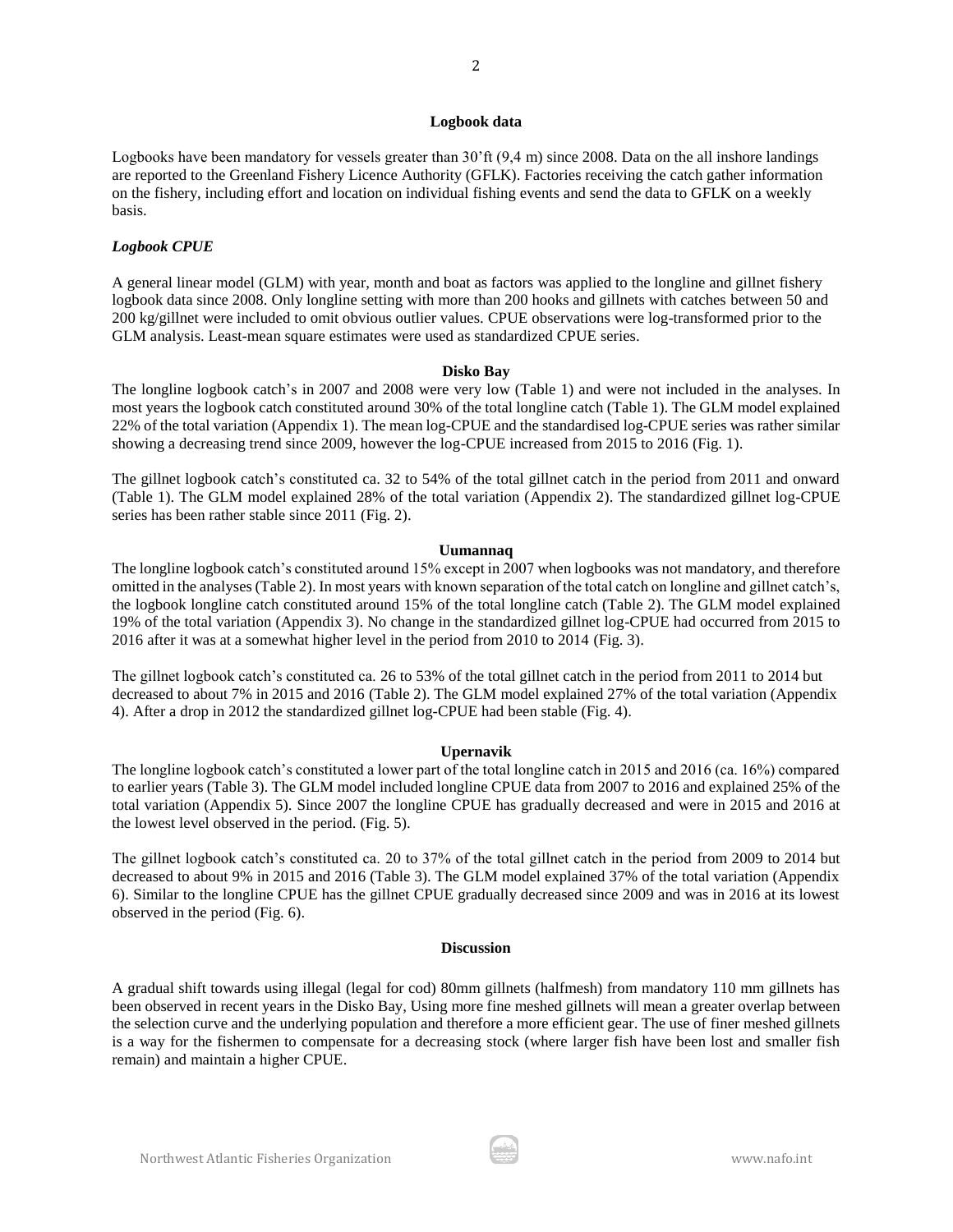## Logbook data

Logbooks have been mandatory for vessels greater than 30'ft (9,4 m) since 2008. Data on the all inshore landings are reported to the Greenland Fishery Licence Authority (GFLK). Factories receiving the catch gather information on the fishery, including effort and location on individual fishing events and send the data to GFLK on a weekly basis.

### *Logbook CPUE*

A general linear model (GLM) with year, month and boat as factors was applied to the longline and gillnet fishery logbook data since 2008. Only longline setting with more than 200 hooks and gillnets with catches between 50 and 200 kg/gillnet were included to omit obvious outlier values. CPUE observations were log-transformed prior to the GLM analysis. Least-mean square estimates were used as standardized CPUE series.

#### Disko Bay

The longline logbook catch's in 2007 and 2008 were very low (Table 1) and were not included in the analyses. In most years the logbook catch constituted around 30% of the total longline catch (Table 1). The GLM model explained 22% of the total variation (Appendix 1). The mean log-CPUE and the standardised log-CPUE series was rather similar showing a decreasing trend since 2009, however the log-CPUE increased from 2015 to 2016 (Fig. 1).

The gillnet logbook catch's constituted ca. 32 to 54% of the total gillnet catch in the period from 2011 and onward (Table 1). The GLM model explained 28% of the total variation (Appendix 2). The standardized gillnet log-CPUE series has been rather stable since 2011 (Fig. 2).

#### Uumannaq

The longline logbook catch's constituted around 15% except in 2007 when logbooks was not mandatory, and therefore omitted in the analyses (Table 2). In most years with known separation of the total catch on longline and gillnet catch's, the logbook longline catch constituted around 15% of the total longline catch (Table 2). The GLM model explained 19% of the total variation (Appendix 3). No change in the standardized gillnet log-CPUE had occurred from 2015 to 2016 after it was at a somewhat higher level in the period from 2010 to 2014 (Fig. 3).

The gillnet logbook catch's constituted ca. 26 to 53% of the total gillnet catch in the period from 2011 to 2014 but decreased to about 7% in 2015 and 2016 (Table 2). The GLM model explained 27% of the total variation (Appendix 4). After a drop in 2012 the standardized gillnet log-CPUE had been stable (Fig. 4).

#### Upernavik

The longline logbook catch's constituted a lower part of the total longline catch in 2015 and 2016 (ca. 16%) compared to earlier years (Table 3). The GLM model included longline CPUE data from 2007 to 2016 and explained 25% of the total variation (Appendix 5). Since 2007 the longline CPUE has gradually decreased and were in 2015 and 2016 at the lowest level observed in the period. (Fig. 5).

The gillnet logbook catch's constituted ca. 20 to 37% of the total gillnet catch in the period from 2009 to 2014 but decreased to about 9% in 2015 and 2016 (Table 3). The GLM model explained 37% of the total variation (Appendix 6). Similar to the longline CPUE has the gillnet CPUE gradually decreased since 2009 and was in 2016 at its lowest observed in the period (Fig. 6).

## Discussion

A gradual shift towards using illegal (legal for cod) 80mm gillnets (halfmesh) from mandatory 110 mm gillnets has been observed in recent years in the Disko Bay, Using more fine meshed gillnets will mean a greater overlap between the selection curve and the underlying population and therefore a more efficient gear. The use of finer meshed gillnets is a way for the fishermen to compensate for a decreasing stock (where larger fish have been lost and smaller fish remain) and maintain a higher CPUE.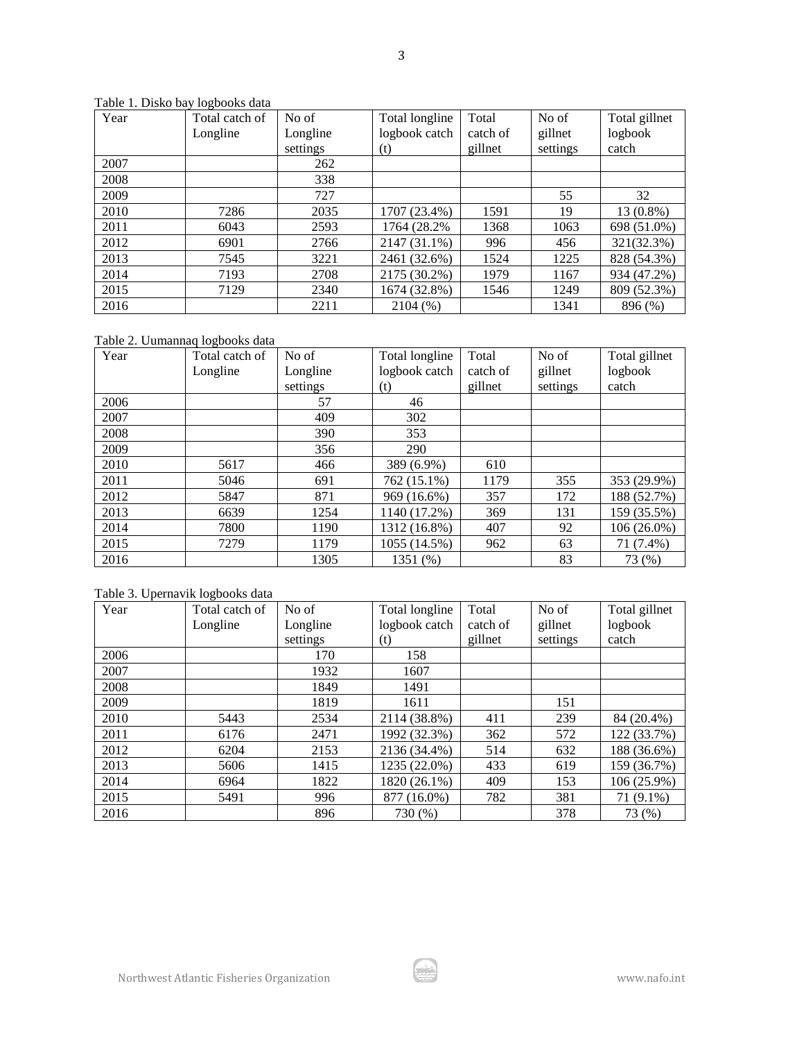Table 1. Disko bay logbooks data

| Year | Total catch of Longline | No of Longline settings | Total longline logbook catch (t) | Total catch of gillnet | No of gillnet settings | Total gillnet logbook catch |
|---|---|---|---|---|---|---|
| 2007 | | 262 | | | | |
| 2008 | | 338 | | | | |
| 2009 | | 727 | | | 55 | 32 |
| 2010 | 7286 | 2035 | 1707 (23.4%) | 1591 | 19 | 13 (0.8%) |
| 2011 | 6043 | 2593 | 1764 (28.2% | 1368 | 1063 | 698 (51.0%) |
| 2012 | 6901 | 2766 | 2147 (31.1%) | 996 | 456 | 321(32.3%) |
| 2013 | 7545 | 3221 | 2461 (32.6%) | 1524 | 1225 | 828 (54.3%) |
| 2014 | 7193 | 2708 | 2175 (30.2%) | 1979 | 1167 | 934 (47.2%) |
| 2015 | 7129 | 2340 | 1674 (32.8%) | 1546 | 1249 | 809 (52.3%) |
| 2016 | | 2211 | 2104 (%) | | 1341 | 896 (%) |

Table 2. Uumannaq logbooks data

| Year | Total catch of Longline | No of Longline settings | Total longline logbook catch (t) | Total catch of gillnet | No of gillnet settings | Total gillnet logbook catch |
|---|---|---|---|---|---|---|
| 2006 | | 57 | 46 | | | |
| 2007 | | 409 | 302 | | | |
| 2008 | | 390 | 353 | | | |
| 2009 | | 356 | 290 | | | |
| 2010 | 5617 | 466 | 389 (6.9%) | 610 | | |
| 2011 | 5046 | 691 | 762 (15.1%) | 1179 | 355 | 353 (29.9%) |
| 2012 | 5847 | 871 | 969 (16.6%) | 357 | 172 | 188 (52.7%) |
| 2013 | 6639 | 1254 | 1140 (17.2%) | 369 | 131 | 159 (35.5%) |
| 2014 | 7800 | 1190 | 1312 (16.8%) | 407 | 92 | 106 (26.0%) |
| 2015 | 7279 | 1179 | 1055 (14.5%) | 962 | 63 | 71 (7.4%) |
| 2016 | | 1305 | 1351 (%) | | 83 | 73 (%) |

Table 3. Upernavik logbooks data

| Year | Total catch of Longline | No of Longline settings | Total longline logbook catch (t) | Total catch of gillnet | No of gillnet settings | Total gillnet logbook catch |
|---|---|---|---|---|---|---|
| 2006 | | 170 | 158 | | | |
| 2007 | | 1932 | 1607 | | | |
| 2008 | | 1849 | 1491 | | | |
| 2009 | | 1819 | 1611 | | 151 | |
| 2010 | 5443 | 2534 | 2114 (38.8%) | 411 | 239 | 84 (20.4%) |
| 2011 | 6176 | 2471 | 1992 (32.3%) | 362 | 572 | 122 (33.7%) |
| 2012 | 6204 | 2153 | 2136 (34.4%) | 514 | 632 | 188 (36.6%) |
| 2013 | 5606 | 1415 | 1235 (22.0%) | 433 | 619 | 159 (36.7%) |
| 2014 | 6964 | 1822 | 1820 (26.1%) | 409 | 153 | 106 (25.9%) |
| 2015 | 5491 | 996 | 877 (16.0%) | 782 | 381 | 71 (9.1%) |
| 2016 | | 896 | 730 (%) | | 378 | 73 (%) |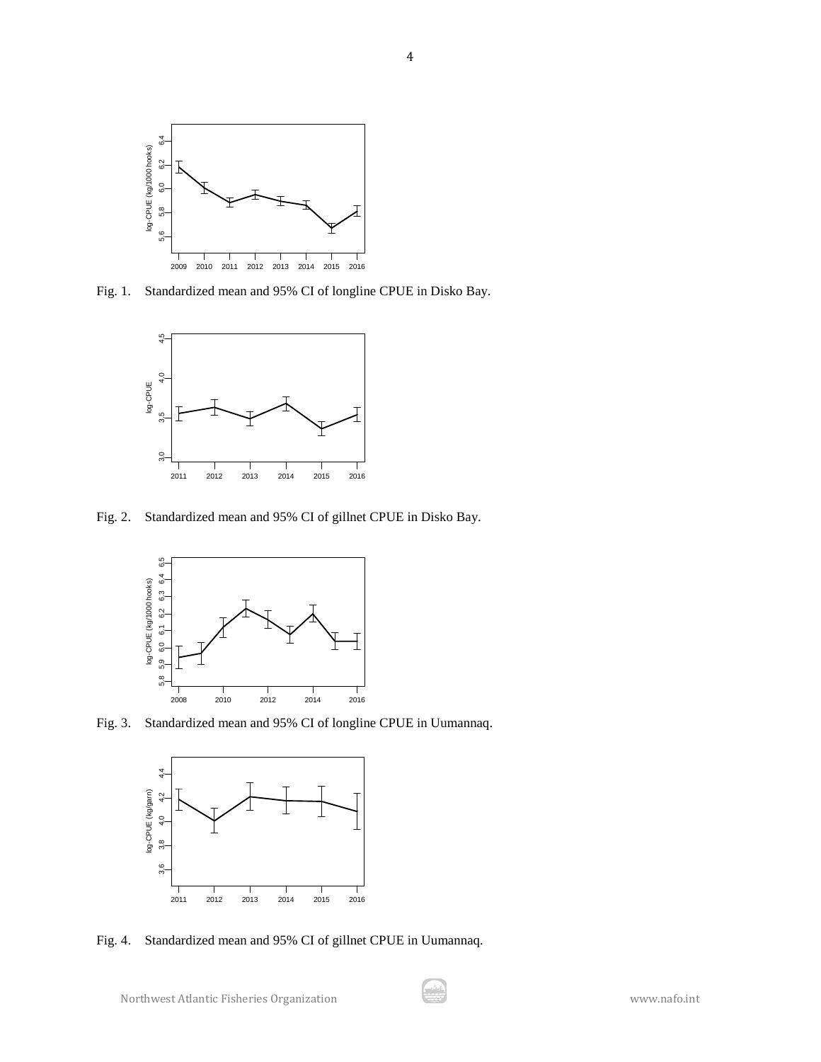Fig. 1. Standardized mean and 95% CI of longline CPUE in Disko Bay.

Fig. 2. Standardized mean and 95% CI of gillnet CPUE in Disko Bay.

Fig. 3. Standardized mean and 95% CI of longline CPUE in Uumannaq.

Fig. 4. Standardized mean and 95% CI of gillnet CPUE in Uumannaq.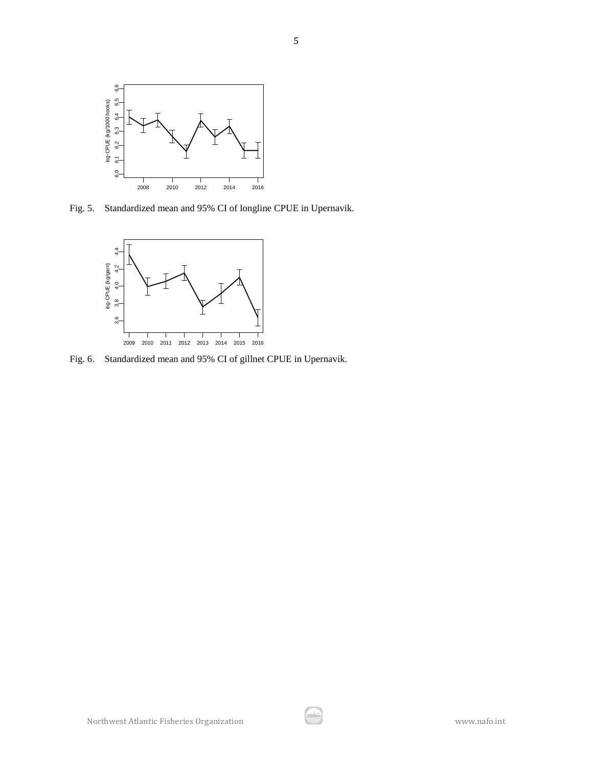Fig. 5. Standardized mean and 95% CI of longline CPUE in Upernavik.

Fig. 6. Standardized mean and 95% CI of gillnet CPUE in Upernavik.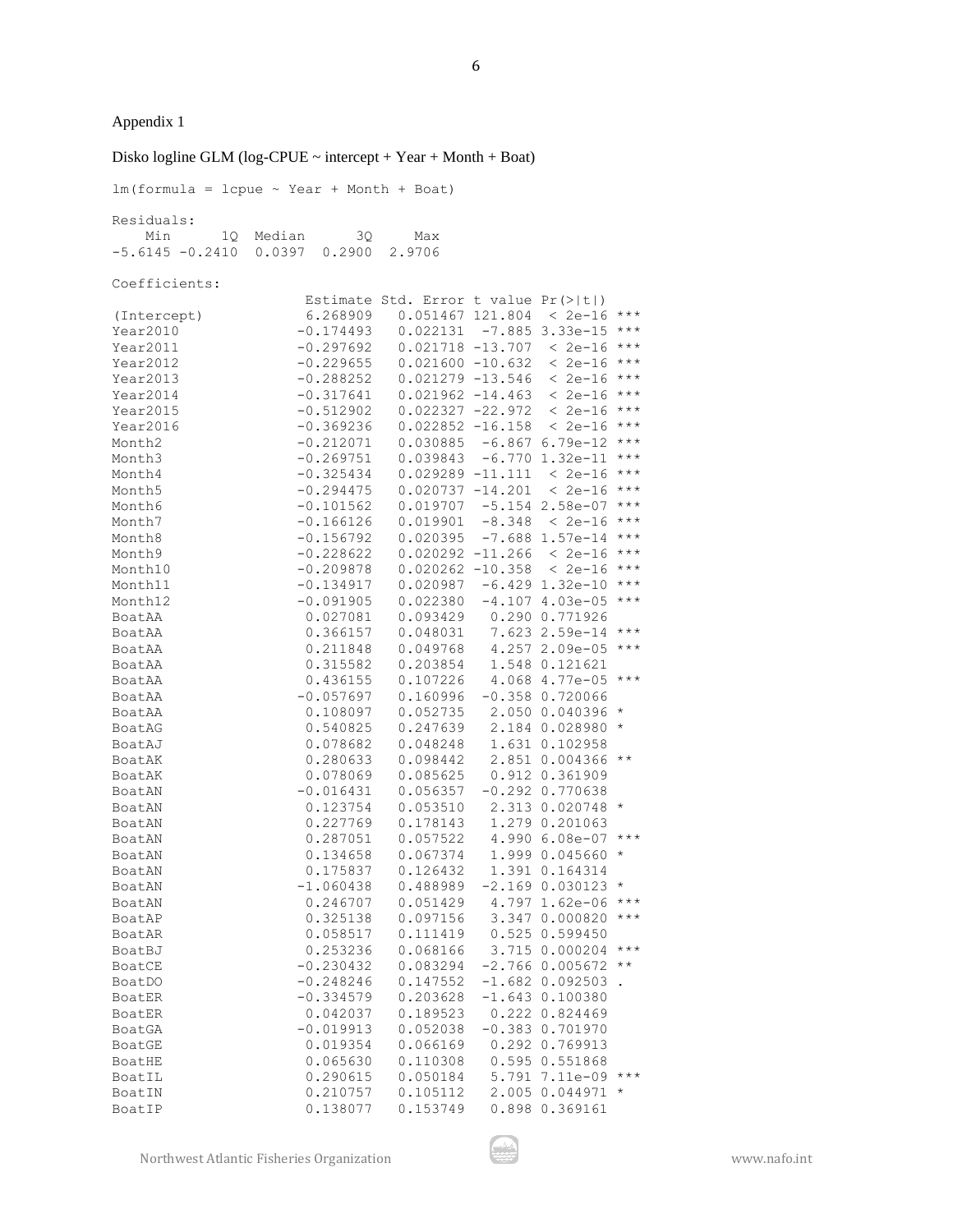Appendix 1

Disko logline GLM (log-CPUE ~ intercept + Year + Month + Boat)

```
lm(formula = lcpue ~ Year + Month + Boat)

Residuals:
    Min      1Q  Median      3Q     Max 
-5.6145 -0.2410  0.0397  0.2900  2.9706 

Coefficients:
                    Estimate Std. Error t value Pr(>|t|)    
(Intercept)         6.268909   0.051467 121.804  < 2e-16 ***
Year2010           -0.174493   0.022131  -7.885 3.33e-15 ***
Year2011           -0.297692   0.021718 -13.707  < 2e-16 ***
Year2012           -0.229655   0.021600 -10.632  < 2e-16 ***
Year2013           -0.288252   0.021279 -13.546  < 2e-16 ***
Year2014           -0.317641   0.021962 -14.463  < 2e-16 ***
Year2015           -0.512902   0.022327 -22.972  < 2e-16 ***
Year2016           -0.369236   0.022852 -16.158  < 2e-16 ***
Month2             -0.212071   0.030885  -6.867 6.79e-12 ***
Month3             -0.269751   0.039843  -6.770 1.32e-11 ***
Month4             -0.325434   0.029289 -11.111  < 2e-16 ***
Month5             -0.294475   0.020737 -14.201  < 2e-16 ***
Month6             -0.101562   0.019707  -5.154 2.58e-07 ***
Month7             -0.166126   0.019901  -8.348  < 2e-16 ***
Month8             -0.156792   0.020395  -7.688 1.57e-14 ***
Month9             -0.228622   0.020292 -11.266  < 2e-16 ***
Month10            -0.209878   0.020262 -10.358  < 2e-16 ***
Month11            -0.134917   0.020987  -6.429 1.32e-10 ***
Month12            -0.091905   0.022380  -4.107 4.03e-05 ***
BoatAA              0.027081   0.093429   0.290 0.771926    
BoatAA              0.366157   0.048031   7.623 2.59e-14 ***
BoatAA              0.211848   0.049768   4.257 2.09e-05 ***
BoatAA              0.315582   0.203854   1.548 0.121621    
BoatAA              0.436155   0.107226   4.068 4.77e-05 ***
BoatAA             -0.057697   0.160996  -0.358 0.720066    
BoatAA              0.108097   0.052735   2.050 0.040396 *  
BoatAG              0.540825   0.247639   2.184 0.028980 *  
BoatAJ              0.078682   0.048248   1.631 0.102958    
BoatAK              0.280633   0.098442   2.851 0.004366 ** 
BoatAK              0.078069   0.085625   0.912 0.361909    
BoatAN             -0.016431   0.056357  -0.292 0.770638    
BoatAN              0.123754   0.053510   2.313 0.020748 *  
BoatAN              0.227769   0.178143   1.279 0.201063    
BoatAN              0.287051   0.057522   4.990 6.08e-07 ***
BoatAN              0.134658   0.067374   1.999 0.045660 *  
BoatAN              0.175837   0.126432   1.391 0.164314    
BoatAN             -1.060438   0.488989  -2.169 0.030123 *  
BoatAN              0.246707   0.051429   4.797 1.62e-06 ***
BoatAP              0.325138   0.097156   3.347 0.000820 ***
BoatAR              0.058517   0.111419   0.525 0.599450    
BoatBJ              0.253236   0.068166   3.715 0.000204 ***
BoatCE             -0.230432   0.083294  -2.766 0.005672 ** 
BoatDO             -0.248246   0.147552  -1.682 0.092503 .  
BoatER             -0.334579   0.203628  -1.643 0.100380    
BoatER              0.042037   0.189523   0.222 0.824469    
BoatGA             -0.019913   0.052038  -0.383 0.701970    
BoatGE              0.019354   0.066169   0.292 0.769913    
BoatHE              0.065630   0.110308   0.595 0.551868    
BoatIL              0.290615   0.050184   5.791 7.11e-09 ***
BoatIN              0.210757   0.105112   2.005 0.044971 *  
BoatIP              0.138077   0.153749   0.898 0.369161    
```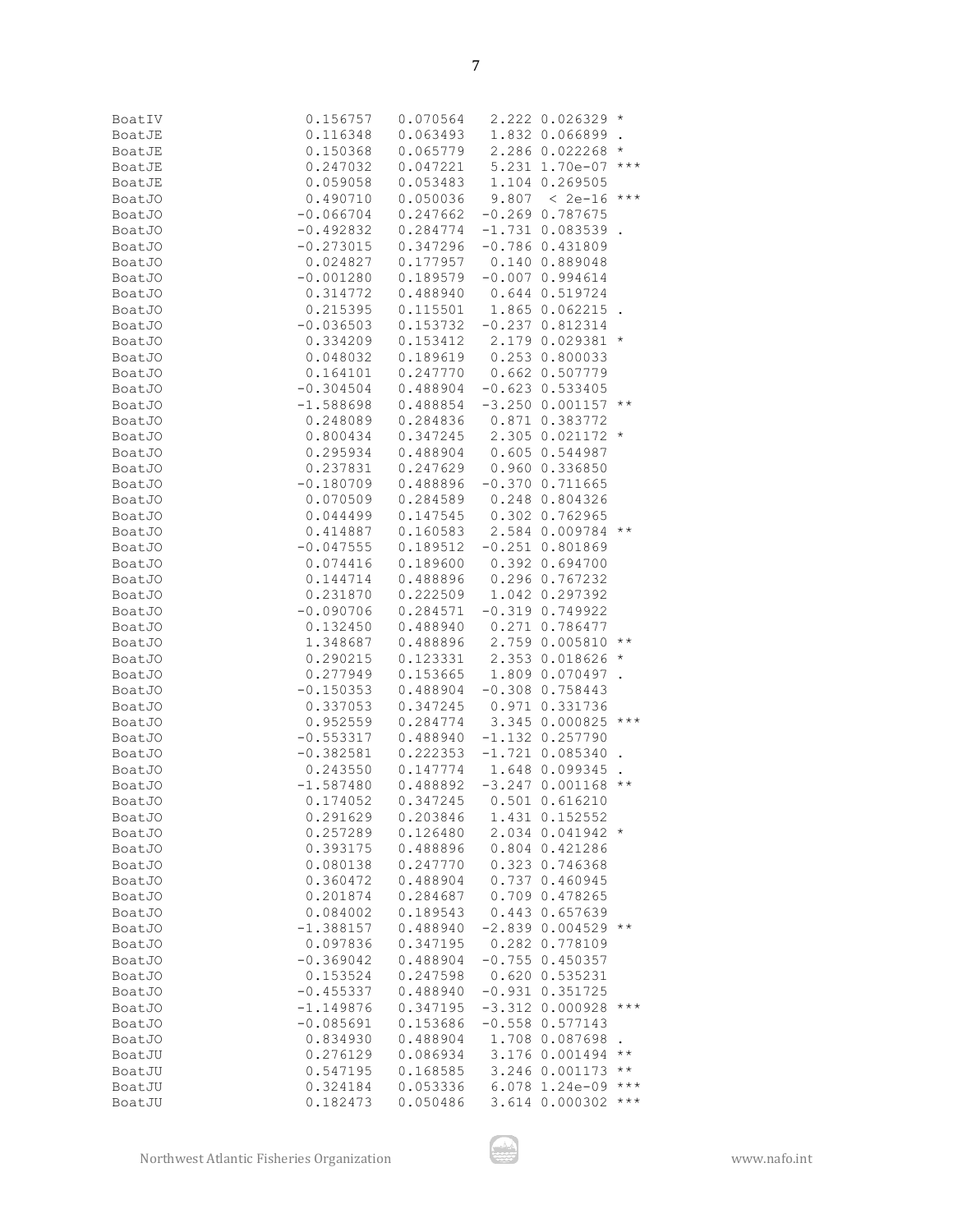```
BoatIV          0.156757   0.070564   2.222 0.026329 *
BoatJE          0.116348   0.063493   1.832 0.066899 .
BoatJE          0.150368   0.065779   2.286 0.022268 *
BoatJE          0.247032   0.047221   5.231 1.70e-07 ***
BoatJE          0.059058   0.053483   1.104 0.269505
BoatJO          0.490710   0.050036   9.807  < 2e-16 ***
BoatJO         -0.066704   0.247662  -0.269 0.787675
BoatJO         -0.492832   0.284774  -1.731 0.083539 .
BoatJO         -0.273015   0.347296  -0.786 0.431809
BoatJO          0.024827   0.177957   0.140 0.889048
BoatJO         -0.001280   0.189579  -0.007 0.994614
BoatJO          0.314772   0.488940   0.644 0.519724
BoatJO          0.215395   0.115501   1.865 0.062215 .
BoatJO         -0.036503   0.153732  -0.237 0.812314
BoatJO          0.334209   0.153412   2.179 0.029381 *
BoatJO          0.048032   0.189619   0.253 0.800033
BoatJO          0.164101   0.247770   0.662 0.507779
BoatJO         -0.304504   0.488904  -0.623 0.533405
BoatJO         -1.588698   0.488854  -3.250 0.001157 **
BoatJO          0.248089   0.284836   0.871 0.383772
BoatJO          0.800434   0.347245   2.305 0.021172 *
BoatJO          0.295934   0.488904   0.605 0.544987
BoatJO          0.237831   0.247629   0.960 0.336850
BoatJO         -0.180709   0.488896  -0.370 0.711665
BoatJO          0.070509   0.284589   0.248 0.804326
BoatJO          0.044499   0.147545   0.302 0.762965
BoatJO          0.414887   0.160583   2.584 0.009784 **
BoatJO         -0.047555   0.189512  -0.251 0.801869
BoatJO          0.074416   0.189600   0.392 0.694700
BoatJO          0.144714   0.488896   0.296 0.767232
BoatJO          0.231870   0.222509   1.042 0.297392
BoatJO         -0.090706   0.284571  -0.319 0.749922
BoatJO          0.132450   0.488940   0.271 0.786477
BoatJO          1.348687   0.488896   2.759 0.005810 **
BoatJO          0.290215   0.123331   2.353 0.018626 *
BoatJO          0.277949   0.153665   1.809 0.070497 .
BoatJO         -0.150353   0.488904  -0.308 0.758443
BoatJO          0.337053   0.347245   0.971 0.331736
BoatJO          0.952559   0.284774   3.345 0.000825 ***
BoatJO         -0.553317   0.488940  -1.132 0.257790
BoatJO         -0.382581   0.222353  -1.721 0.085340 .
BoatJO          0.243550   0.147774   1.648 0.099345 .
BoatJO         -1.587480   0.488892  -3.247 0.001168 **
BoatJO          0.174052   0.347245   0.501 0.616210
BoatJO          0.291629   0.203846   1.431 0.152552
BoatJO          0.257289   0.126480   2.034 0.041942 *
BoatJO          0.393175   0.488896   0.804 0.421286
BoatJO          0.080138   0.247770   0.323 0.746368
BoatJO          0.360472   0.488904   0.737 0.460945
BoatJO          0.201874   0.284687   0.709 0.478265
BoatJO          0.084002   0.189543   0.443 0.657639
BoatJO         -1.388157   0.488940  -2.839 0.004529 **
BoatJO          0.097836   0.347195   0.282 0.778109
BoatJO         -0.369042   0.488904  -0.755 0.450357
BoatJO          0.153524   0.247598   0.620 0.535231
BoatJO         -0.455337   0.488940  -0.931 0.351725
BoatJO         -1.149876   0.347195  -3.312 0.000928 ***
BoatJO         -0.085691   0.153686  -0.558 0.577143
BoatJO          0.834930   0.488904   1.708 0.087698 .
BoatJU          0.276129   0.086934   3.176 0.001494 **
BoatJU          0.547195   0.168585   3.246 0.001173 **
BoatJU          0.324184   0.053336   6.078 1.24e-09 ***
BoatJU          0.182473   0.050486   3.614 0.000302 ***
```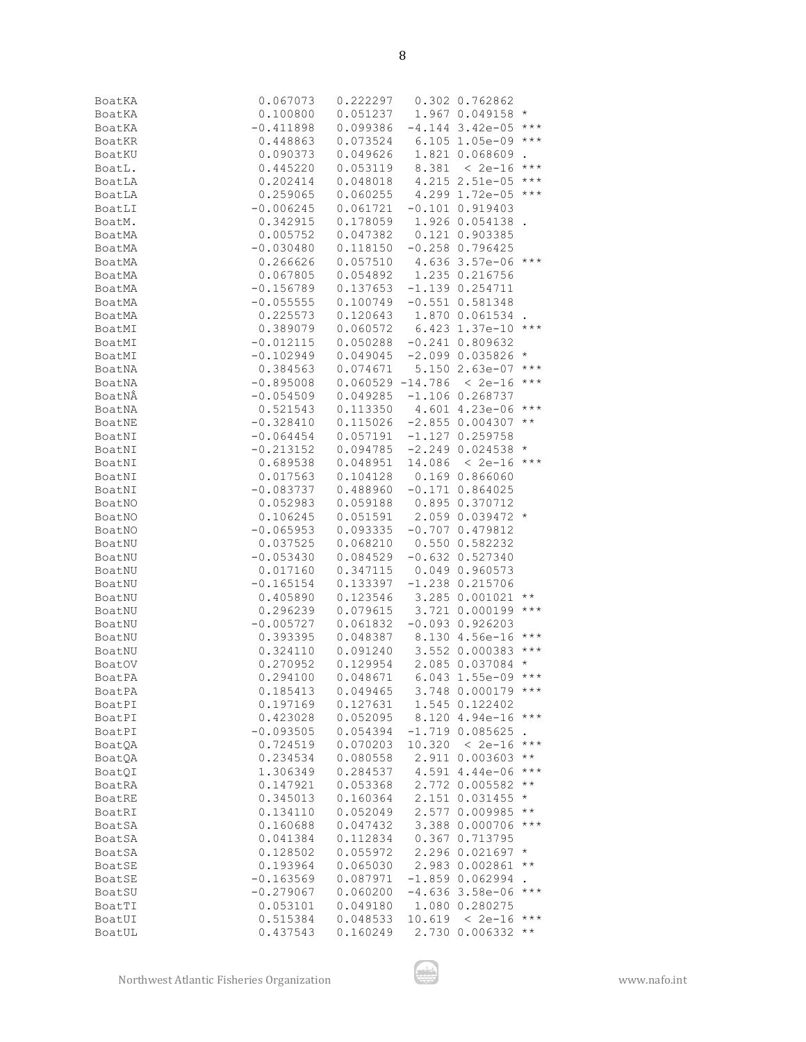```
BoatKA              0.067073   0.222297    0.302 0.762862    
BoatKA              0.100800   0.051237    1.967 0.049158 *  
BoatKA             -0.411898   0.099386   -4.144 3.42e-05 ***
BoatKR              0.448863   0.073524    6.105 1.05e-09 ***
BoatKU              0.090373   0.049626    1.821 0.068609 .  
BoatL.              0.445220   0.053119    8.381  < 2e-16 ***
BoatLA              0.202414   0.048018    4.215 2.51e-05 ***
BoatLA              0.259065   0.060255    4.299 1.72e-05 ***
BoatLI             -0.006245   0.061721   -0.101 0.919403    
BoatM.              0.342915   0.178059    1.926 0.054138 .  
BoatMA              0.005752   0.047382    0.121 0.903385    
BoatMA             -0.030480   0.118150   -0.258 0.796425    
BoatMA              0.266626   0.057510    4.636 3.57e-06 ***
BoatMA              0.067805   0.054892    1.235 0.216756    
BoatMA             -0.156789   0.137653   -1.139 0.254711    
BoatMA             -0.055555   0.100749   -0.551 0.581348    
BoatMA              0.225573   0.120643    1.870 0.061534 .  
BoatMI              0.389079   0.060572    6.423 1.37e-10 ***
BoatMI             -0.012115   0.050288   -0.241 0.809632    
BoatMI             -0.102949   0.049045   -2.099 0.035826 *  
BoatNA              0.384563   0.074671    5.150 2.63e-07 ***
BoatNA             -0.895008   0.060529 -14.786  < 2e-16 ***
BoatNÂ             -0.054509   0.049285   -1.106 0.268737    
BoatNA              0.521543   0.113350    4.601 4.23e-06 ***
BoatNE             -0.328410   0.115026   -2.855 0.004307 ** 
BoatNI             -0.064454   0.057191   -1.127 0.259758    
BoatNI             -0.213152   0.094785   -2.249 0.024538 *  
BoatNI              0.689538   0.048951   14.086  < 2e-16 ***
BoatNI              0.017563   0.104128    0.169 0.866060    
BoatNI             -0.083737   0.488960   -0.171 0.864025    
BoatNO              0.052983   0.059188    0.895 0.370712    
BoatNO              0.106245   0.051591    2.059 0.039472 *  
BoatNO             -0.065953   0.093335   -0.707 0.479812    
BoatNU              0.037525   0.068210    0.550 0.582232    
BoatNU             -0.053430   0.084529   -0.632 0.527340    
BoatNU              0.017160   0.347115    0.049 0.960573    
BoatNU             -0.165154   0.133397   -1.238 0.215706    
BoatNU              0.405890   0.123546    3.285 0.001021 ** 
BoatNU              0.296239   0.079615    3.721 0.000199 ***
BoatNU             -0.005727   0.061832   -0.093 0.926203    
BoatNU              0.393395   0.048387    8.130 4.56e-16 ***
BoatNU              0.324110   0.091240    3.552 0.000383 ***
BoatOV              0.270952   0.129954    2.085 0.037084 *  
BoatPA              0.294100   0.048671    6.043 1.55e-09 ***
BoatPA              0.185413   0.049465    3.748 0.000179 ***
BoatPI              0.197169   0.127631    1.545 0.122402    
BoatPI              0.423028   0.052095    8.120 4.94e-16 ***
BoatPI             -0.093505   0.054394   -1.719 0.085625 .  
BoatQA              0.724519   0.070203   10.320  < 2e-16 ***
BoatQA              0.234534   0.080558    2.911 0.003603 ** 
BoatQI              1.306349   0.284537    4.591 4.44e-06 ***
BoatRA              0.147921   0.053368    2.772 0.005582 ** 
BoatRE              0.345013   0.160364    2.151 0.031455 *  
BoatRI              0.134110   0.052049    2.577 0.009985 ** 
BoatSA              0.160688   0.047432    3.388 0.000706 ***
BoatSA              0.041384   0.112834    0.367 0.713795    
BoatSA              0.128502   0.055972    2.296 0.021697 *  
BoatSE              0.193964   0.065030    2.983 0.002861 ** 
BoatSE             -0.163569   0.087971   -1.859 0.062994 .  
BoatSU             -0.279067   0.060200   -4.636 3.58e-06 ***
BoatTI              0.053101   0.049180    1.080 0.280275    
BoatUI              0.515384   0.048533   10.619  < 2e-16 ***
BoatUL              0.437543   0.160249    2.730 0.006332 ** 
```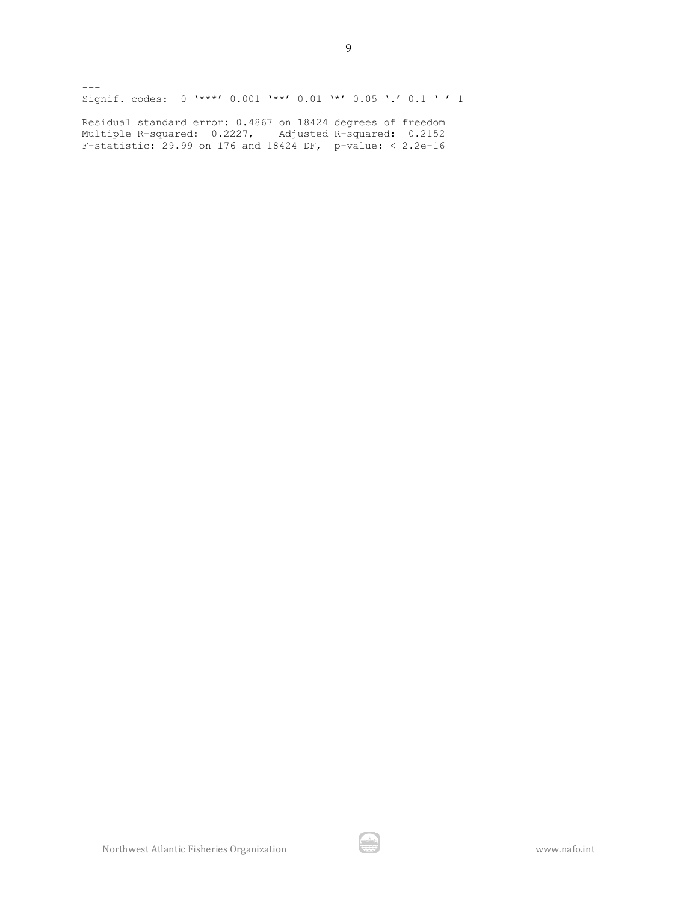```
---
Signif. codes:  0 '***' 0.001 '**' 0.01 '*' 0.05 '.' 0.1 ' ' 1

Residual standard error: 0.4867 on 18424 degrees of freedom
Multiple R-squared:  0.2227,    Adjusted R-squared:  0.2152
F-statistic: 29.99 on 176 and 18424 DF,  p-value: < 2.2e-16
```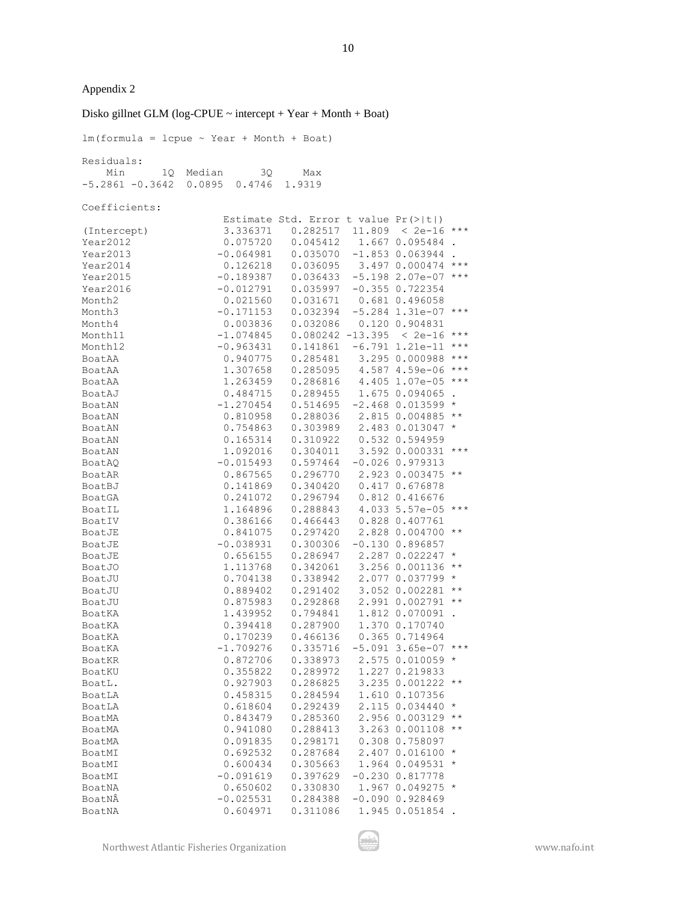Appendix 2

Disko gillnet GLM (log-CPUE ~ intercept + Year + Month + Boat)

```
lm(formula = lcpue ~ Year + Month + Boat)

Residuals:
    Min      1Q  Median      3Q     Max 
-5.2861 -0.3642  0.0895  0.4746  1.9319 

Coefficients:
                 Estimate Std. Error t value Pr(>|t|)    
(Intercept)      3.336371   0.282517  11.809  < 2e-16 ***
Year2012         0.075720   0.045412   1.667 0.095484 .  
Year2013        -0.064981   0.035070  -1.853 0.063944 .  
Year2014         0.126218   0.036095   3.497 0.000474 ***
Year2015        -0.189387   0.036433  -5.198 2.07e-07 ***
Year2016        -0.012791   0.035997  -0.355 0.722354    
Month2           0.021560   0.031671   0.681 0.496058    
Month3          -0.171153   0.032394  -5.284 1.31e-07 ***
Month4           0.003836   0.032086   0.120 0.904831    
Month11         -1.074845   0.080242 -13.395  < 2e-16 ***
Month12         -0.963431   0.141861  -6.791 1.21e-11 ***
BoatAA           0.940775   0.285481   3.295 0.000988 ***
BoatAA           1.307658   0.285095   4.587 4.59e-06 ***
BoatAA           1.263459   0.286816   4.405 1.07e-05 ***
BoatAJ           0.484715   0.289455   1.675 0.094065 .  
BoatAN          -1.270454   0.514695  -2.468 0.013599 *  
BoatAN           0.810958   0.288036   2.815 0.004885 ** 
BoatAN           0.754863   0.303989   2.483 0.013047 *  
BoatAN           0.165314   0.310922   0.532 0.594959    
BoatAN           1.092016   0.304011   3.592 0.000331 ***
BoatAQ          -0.015493   0.597464  -0.026 0.979313    
BoatAR           0.867565   0.296770   2.923 0.003475 ** 
BoatBJ           0.141869   0.340420   0.417 0.676878    
BoatGA           0.241072   0.296794   0.812 0.416676    
BoatIL           1.164896   0.288843   4.033 5.57e-05 ***
BoatIV           0.386166   0.466443   0.828 0.407761    
BoatJE           0.841075   0.297420   2.828 0.004700 ** 
BoatJE          -0.038931   0.300306  -0.130 0.896857    
BoatJE           0.656155   0.286947   2.287 0.022247 *  
BoatJO           1.113768   0.342061   3.256 0.001136 ** 
BoatJU           0.704138   0.338942   2.077 0.037799 *  
BoatJU           0.889402   0.291402   3.052 0.002281 ** 
BoatJU           0.875983   0.292868   2.991 0.002791 ** 
BoatKA           1.439952   0.794841   1.812 0.070091 .  
BoatKA           0.394418   0.287900   1.370 0.170740    
BoatKA           0.170239   0.466136   0.365 0.714964    
BoatKA          -1.709276   0.335716  -5.091 3.65e-07 ***
BoatKR           0.872706   0.338973   2.575 0.010059 *  
BoatKU           0.355822   0.289972   1.227 0.219833    
BoatL.           0.927903   0.286825   3.235 0.001222 ** 
BoatLA           0.458315   0.284594   1.610 0.107356    
BoatLA           0.618604   0.292439   2.115 0.034440 *  
BoatMA           0.843479   0.285360   2.956 0.003129 ** 
BoatMA           0.941080   0.288413   3.263 0.001108 ** 
BoatMA           0.091835   0.298171   0.308 0.758097    
BoatMI           0.692532   0.287684   2.407 0.016100 *  
BoatMI           0.600434   0.305663   1.964 0.049531 *  
BoatMI          -0.091619   0.397629  -0.230 0.817778    
BoatNA           0.650602   0.330830   1.967 0.049275 *  
BoatNÂ          -0.025531   0.284388  -0.090 0.928469    
BoatNA           0.604971   0.311086   1.945 0.051854 .  
```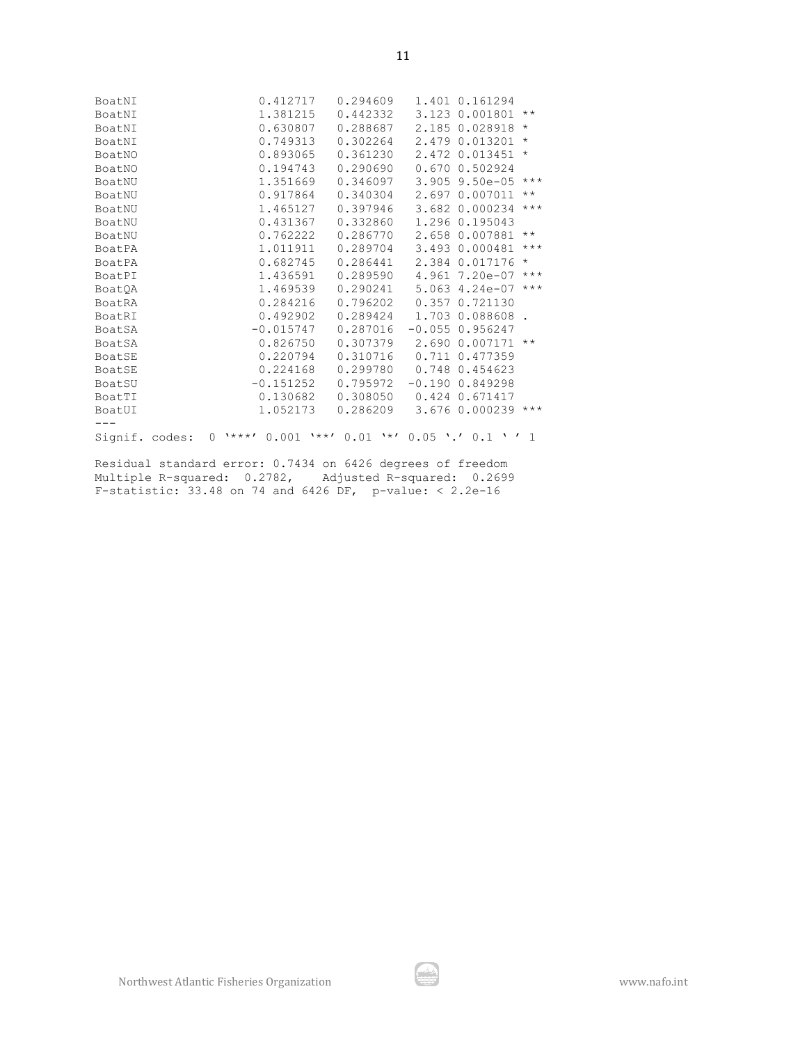```
BoatNI                0.412717   0.294609   1.401 0.161294    
BoatNI                1.381215   0.442332   3.123 0.001801 ** 
BoatNI                0.630807   0.288687   2.185 0.028918 *  
BoatNI                0.749313   0.302264   2.479 0.013201 *  
BoatNO                0.893065   0.361230   2.472 0.013451 *  
BoatNO                0.194743   0.290690   0.670 0.502924    
BoatNU                1.351669   0.346097   3.905 9.50e-05 ***
BoatNU                0.917864   0.340304   2.697 0.007011 ** 
BoatNU                1.465127   0.397946   3.682 0.000234 ***
BoatNU                0.431367   0.332860   1.296 0.195043    
BoatNU                0.762222   0.286770   2.658 0.007881 ** 
BoatPA                1.011911   0.289704   3.493 0.000481 ***
BoatPA                0.682745   0.286441   2.384 0.017176 *  
BoatPI                1.436591   0.289590   4.961 7.20e-07 ***
BoatQA                1.469539   0.290241   5.063 4.24e-07 ***
BoatRA                0.284216   0.796202   0.357 0.721130    
BoatRI                0.492902   0.289424   1.703 0.088608 .  
BoatSA               -0.015747   0.287016  -0.055 0.956247    
BoatSA                0.826750   0.307379   2.690 0.007171 ** 
BoatSE                0.220794   0.310716   0.711 0.477359    
BoatSE                0.224168   0.299780   0.748 0.454623    
BoatSU               -0.151252   0.795972  -0.190 0.849298    
BoatTI                0.130682   0.308050   0.424 0.671417    
BoatUI                1.052173   0.286209   3.676 0.000239 ***
---
Signif. codes:  0 '***' 0.001 '**' 0.01 '*' 0.05 '.' 0.1 ' ' 1

Residual standard error: 0.7434 on 6426 degrees of freedom
Multiple R-squared:  0.2782,	Adjusted R-squared:  0.2699 
F-statistic: 33.48 on 74 and 6426 DF,  p-value: < 2.2e-16
```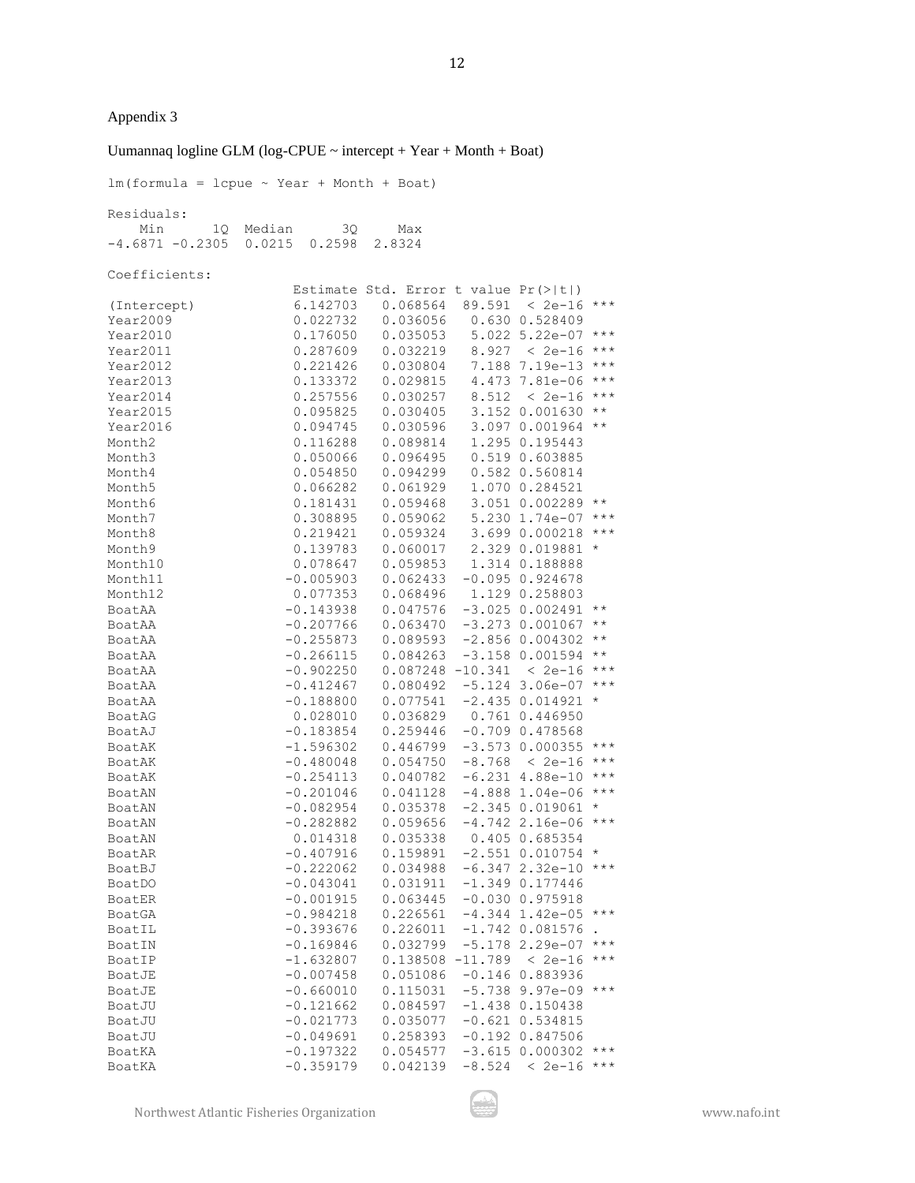Appendix 3

Uumannaq logline GLM (log-CPUE ~ intercept + Year + Month + Boat)

```
lm(formula = lcpue ~ Year + Month + Boat)

Residuals:
    Min      1Q  Median      3Q     Max 
-4.6871 -0.2305  0.0215  0.2598  2.8324 

Coefficients:
                  Estimate Std. Error t value Pr(>|t|)    
(Intercept)       6.142703   0.068564  89.591  < 2e-16 ***
Year2009          0.022732   0.036056   0.630 0.528409    
Year2010          0.176050   0.035053   5.022 5.22e-07 ***
Year2011          0.287609   0.032219   8.927  < 2e-16 ***
Year2012          0.221426   0.030804   7.188 7.19e-13 ***
Year2013          0.133372   0.029815   4.473 7.81e-06 ***
Year2014          0.257556   0.030257   8.512  < 2e-16 ***
Year2015          0.095825   0.030405   3.152 0.001630 ** 
Year2016          0.094745   0.030596   3.097 0.001964 ** 
Month2            0.116288   0.089814   1.295 0.195443    
Month3            0.050066   0.096495   0.519 0.603885    
Month4            0.054850   0.094299   0.582 0.560814    
Month5            0.066282   0.061929   1.070 0.284521    
Month6            0.181431   0.059468   3.051 0.002289 ** 
Month7            0.308895   0.059062   5.230 1.74e-07 ***
Month8            0.219421   0.059324   3.699 0.000218 ***
Month9            0.139783   0.060017   2.329 0.019881 *  
Month10           0.078647   0.059853   1.314 0.188888    
Month11          -0.005903   0.062433  -0.095 0.924678    
Month12           0.077353   0.068496   1.129 0.258803    
BoatAA           -0.143938   0.047576  -3.025 0.002491 ** 
BoatAA           -0.207766   0.063470  -3.273 0.001067 ** 
BoatAA           -0.255873   0.089593  -2.856 0.004302 ** 
BoatAA           -0.266115   0.084263  -3.158 0.001594 ** 
BoatAA           -0.902250   0.087248 -10.341  < 2e-16 ***
BoatAA           -0.412467   0.080492  -5.124 3.06e-07 ***
BoatAA           -0.188800   0.077541  -2.435 0.014921 *  
BoatAG            0.028010   0.036829   0.761 0.446950    
BoatAJ           -0.183854   0.259446  -0.709 0.478568    
BoatAK           -1.596302   0.446799  -3.573 0.000355 ***
BoatAK           -0.480048   0.054750  -8.768  < 2e-16 ***
BoatAK           -0.254113   0.040782  -6.231 4.88e-10 ***
BoatAN           -0.201046   0.041128  -4.888 1.04e-06 ***
BoatAN           -0.082954   0.035378  -2.345 0.019061 *  
BoatAN           -0.282882   0.059656  -4.742 2.16e-06 ***
BoatAN            0.014318   0.035338   0.405 0.685354    
BoatAR           -0.407916   0.159891  -2.551 0.010754 *  
BoatBJ           -0.222062   0.034988  -6.347 2.32e-10 ***
BoatDO           -0.043041   0.031911  -1.349 0.177446    
BoatER           -0.001915   0.063445  -0.030 0.975918    
BoatGA           -0.984218   0.226561  -4.344 1.42e-05 ***
BoatIL           -0.393676   0.226011  -1.742 0.081576 .  
BoatIN           -0.169846   0.032799  -5.178 2.29e-07 ***
BoatIP           -1.632807   0.138508 -11.789  < 2e-16 ***
BoatJE           -0.007458   0.051086  -0.146 0.883936    
BoatJE           -0.660010   0.115031  -5.738 9.97e-09 ***
BoatJU           -0.121662   0.084597  -1.438 0.150438    
BoatJU           -0.021773   0.035077  -0.621 0.534815    
BoatJU           -0.049691   0.258393  -0.192 0.847506    
BoatKA           -0.197322   0.054577  -3.615 0.000302 ***
BoatKA           -0.359179   0.042139  -8.524  < 2e-16 ***
```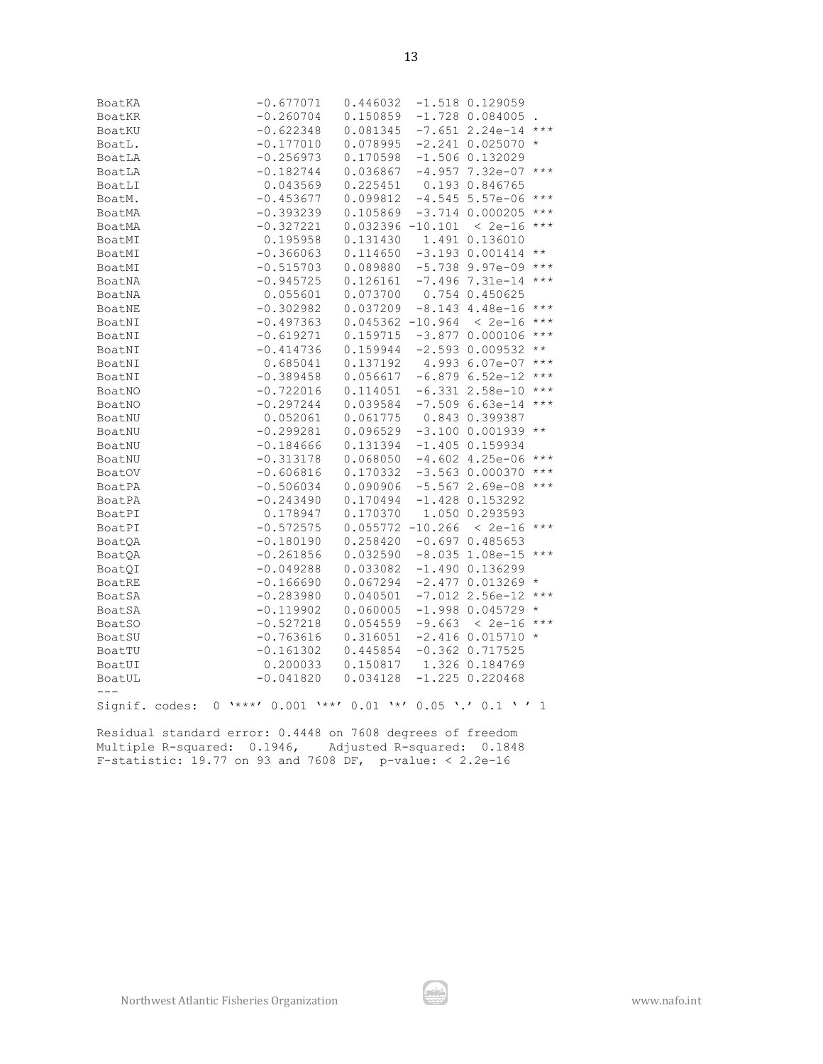```
BoatKA              -0.677071   0.446032  -1.518 0.129059    
BoatKR              -0.260704   0.150859  -1.728 0.084005 .  
BoatKU              -0.622348   0.081345  -7.651 2.24e-14 ***
BoatL.              -0.177010   0.078995  -2.241 0.025070 *  
BoatLA              -0.256973   0.170598  -1.506 0.132029    
BoatLA              -0.182744   0.036867  -4.957 7.32e-07 ***
BoatLI               0.043569   0.225451   0.193 0.846765    
BoatM.              -0.453677   0.099812  -4.545 5.57e-06 ***
BoatMA              -0.393239   0.105869  -3.714 0.000205 ***
BoatMA              -0.327221   0.032396 -10.101  < 2e-16 ***
BoatMI               0.195958   0.131430   1.491 0.136010    
BoatMI              -0.366063   0.114650  -3.193 0.001414 ** 
BoatMI              -0.515703   0.089880  -5.738 9.97e-09 ***
BoatNA              -0.945725   0.126161  -7.496 7.31e-14 ***
BoatNA               0.055601   0.073700   0.754 0.450625    
BoatNE              -0.302982   0.037209  -8.143 4.48e-16 ***
BoatNI              -0.497363   0.045362 -10.964  < 2e-16 ***
BoatNI              -0.619271   0.159715  -3.877 0.000106 ***
BoatNI              -0.414736   0.159944  -2.593 0.009532 ** 
BoatNI               0.685041   0.137192   4.993 6.07e-07 ***
BoatNI              -0.389458   0.056617  -6.879 6.52e-12 ***
BoatNO              -0.722016   0.114051  -6.331 2.58e-10 ***
BoatNO              -0.297244   0.039584  -7.509 6.63e-14 ***
BoatNU               0.052061   0.061775   0.843 0.399387    
BoatNU              -0.299281   0.096529  -3.100 0.001939 ** 
BoatNU              -0.184666   0.131394  -1.405 0.159934    
BoatNU              -0.313178   0.068050  -4.602 4.25e-06 ***
BoatOV              -0.606816   0.170332  -3.563 0.000370 ***
BoatPA              -0.506034   0.090906  -5.567 2.69e-08 ***
BoatPA              -0.243490   0.170494  -1.428 0.153292    
BoatPI               0.178947   0.170370   1.050 0.293593    
BoatPI              -0.572575   0.055772 -10.266  < 2e-16 ***
BoatQA              -0.180190   0.258420  -0.697 0.485653    
BoatQA              -0.261856   0.032590  -8.035 1.08e-15 ***
BoatQI              -0.049288   0.033082  -1.490 0.136299    
BoatRE              -0.166690   0.067294  -2.477 0.013269 *  
BoatSA              -0.283980   0.040501  -7.012 2.56e-12 ***
BoatSA              -0.119902   0.060005  -1.998 0.045729 *  
BoatSO              -0.527218   0.054559  -9.663  < 2e-16 ***
BoatSU              -0.763616   0.316051  -2.416 0.015710 *  
BoatTU              -0.161302   0.445854  -0.362 0.717525    
BoatUI               0.200033   0.150817   1.326 0.184769    
BoatUL              -0.041820   0.034128  -1.225 0.220468    
---
Signif. codes:  0 '***' 0.001 '**' 0.01 '*' 0.05 '.' 0.1 ' ' 1

Residual standard error: 0.4448 on 7608 degrees of freedom
Multiple R-squared:  0.1946,    Adjusted R-squared:  0.1848 
F-statistic: 19.77 on 93 and 7608 DF,  p-value: < 2.2e-16
```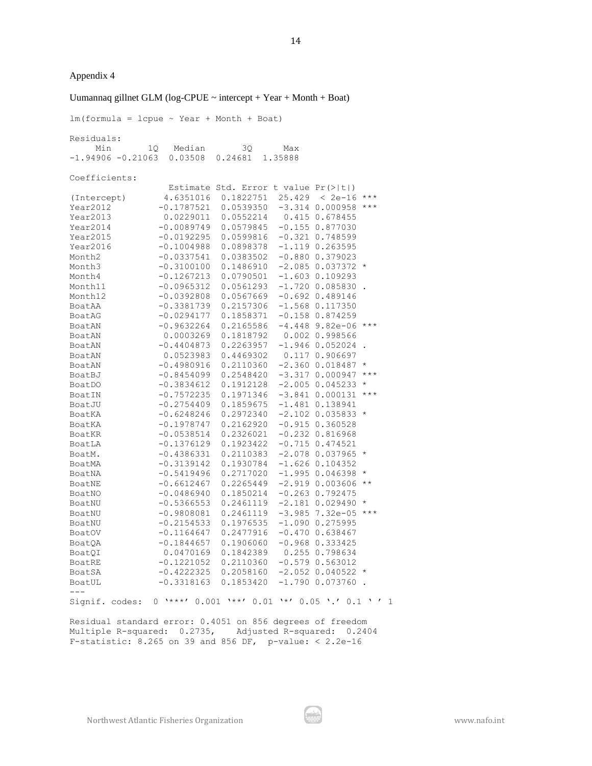Appendix 4

Uumannaq gillnet GLM (log-CPUE ~ intercept + Year + Month + Boat)

```
lm(formula = lcpue ~ Year + Month + Boat)

Residuals:
     Min       1Q   Median       3Q      Max 
-1.94906 -0.21063  0.03508  0.24681  1.35888 

Coefficients:
              Estimate Std. Error t value Pr(>|t|)    
(Intercept)  4.6351016  0.1822751  25.429  < 2e-16 ***
Year2012    -0.1787521  0.0539350  -3.314 0.000958 ***
Year2013     0.0229011  0.0552214   0.415 0.678455    
Year2014    -0.0089749  0.0579845  -0.155 0.877030    
Year2015    -0.0192295  0.0599816  -0.321 0.748599    
Year2016    -0.1004988  0.0898378  -1.119 0.263595    
Month2      -0.0337541  0.0383502  -0.880 0.379023    
Month3      -0.3100100  0.1486910  -2.085 0.037372 *  
Month4      -0.1267213  0.0790501  -1.603 0.109293    
Month11     -0.0965312  0.0561293  -1.720 0.085830 .  
Month12     -0.0392808  0.0567669  -0.692 0.489146    
BoatAA      -0.3381739  0.2157306  -1.568 0.117350    
BoatAG      -0.0294177  0.1858371  -0.158 0.874259    
BoatAN      -0.9632264  0.2165586  -4.448 9.82e-06 ***
BoatAN       0.0003269  0.1818792   0.002 0.998566    
BoatAN      -0.4404873  0.2263957  -1.946 0.052024 .  
BoatAN       0.0523983  0.4469302   0.117 0.906697    
BoatAN      -0.4980916  0.2110360  -2.360 0.018487 *  
BoatBJ      -0.8454099  0.2548420  -3.317 0.000947 ***
BoatDO      -0.3834612  0.1912128  -2.005 0.045233 *  
BoatIN      -0.7572235  0.1971346  -3.841 0.000131 ***
BoatJU      -0.2754409  0.1859675  -1.481 0.138941    
BoatKA      -0.6248246  0.2972340  -2.102 0.035833 *  
BoatKA      -0.1978747  0.2162920  -0.915 0.360528    
BoatKR      -0.0538514  0.2326021  -0.232 0.816968    
BoatLA      -0.1376129  0.1923422  -0.715 0.474521    
BoatM.      -0.4386331  0.2110383  -2.078 0.037965 *  
BoatMA      -0.3139142  0.1930784  -1.626 0.104352    
BoatNA      -0.5419496  0.2717020  -1.995 0.046398 *  
BoatNE      -0.6612467  0.2265449  -2.919 0.003606 ** 
BoatNO      -0.0486940  0.1850214  -0.263 0.792475    
BoatNU      -0.5366553  0.2461119  -2.181 0.029490 *  
BoatNU      -0.9808081  0.2461119  -3.985 7.32e-05 ***
BoatNU      -0.2154533  0.1976535  -1.090 0.275995    
BoatOV      -0.1164647  0.2477916  -0.470 0.638467    
BoatQA      -0.1844657  0.1906060  -0.968 0.333425    
BoatQI       0.0470169  0.1842389   0.255 0.798634    
BoatRE      -0.1221052  0.2110360  -0.579 0.563012    
BoatSA      -0.4222325  0.2058160  -2.052 0.040522 *  
BoatUL      -0.3318163  0.1853420  -1.790 0.073760 .  
---
Signif. codes:  0 '***' 0.001 '**' 0.01 '*' 0.05 '.' 0.1 ' ' 1

Residual standard error: 0.4051 on 856 degrees of freedom
Multiple R-squared:  0.2735,	Adjusted R-squared:  0.2404 
F-statistic: 8.265 on 39 and 856 DF,  p-value: < 2.2e-16
```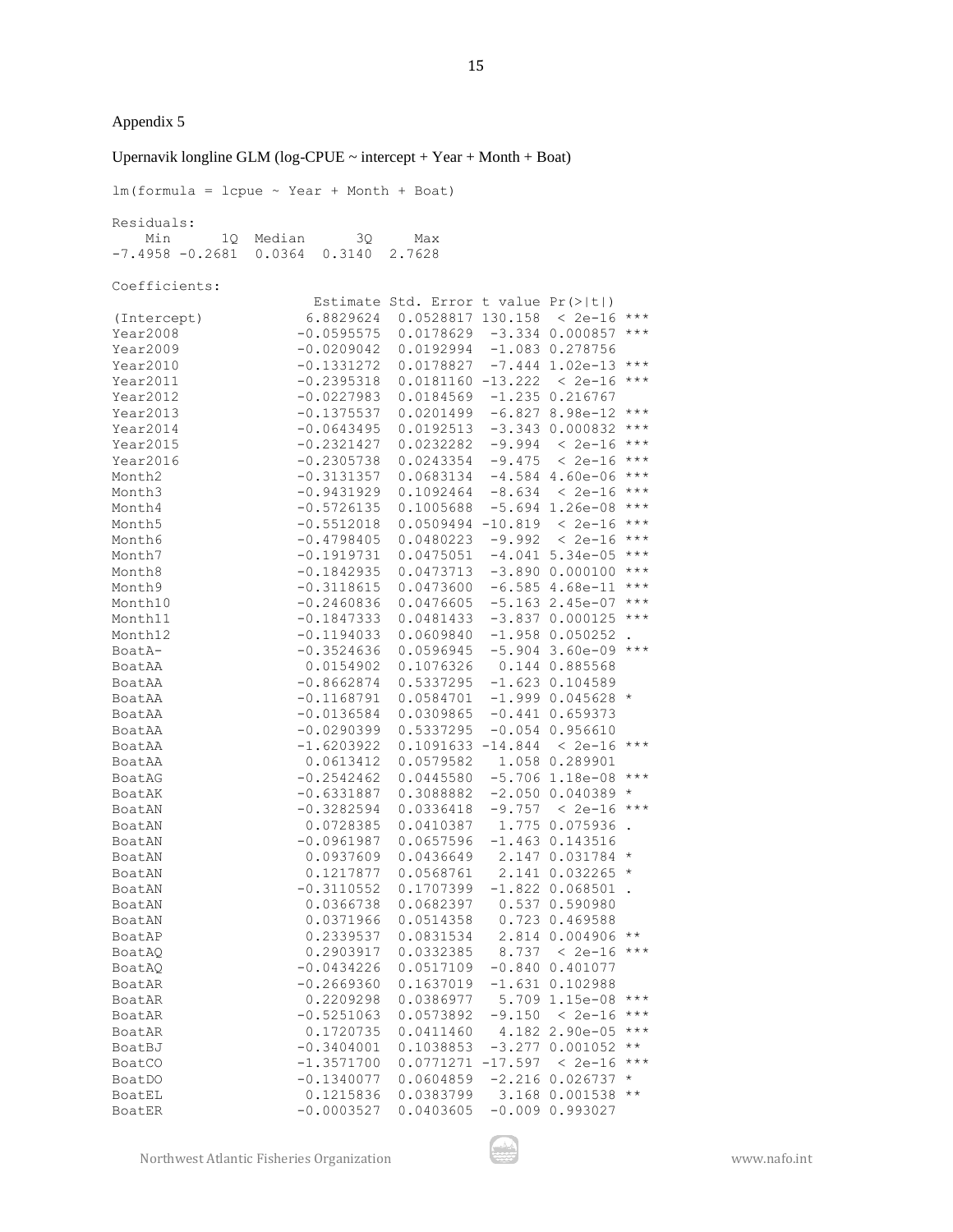Appendix 5

Upernavik longline GLM (log-CPUE ~ intercept + Year + Month + Boat)

```
lm(formula = lcpue ~ Year + Month + Boat)

Residuals:
    Min      1Q  Median      3Q     Max 
-7.4958 -0.2681  0.0364  0.3140  2.7628 

Coefficients:
                 Estimate Std. Error t value Pr(>|t|)    
(Intercept)     6.8829624  0.0528817 130.158  < 2e-16 ***
Year2008       -0.0595575  0.0178629  -3.334 0.000857 ***
Year2009       -0.0209042  0.0192994  -1.083 0.278756    
Year2010       -0.1331272  0.0178827  -7.444 1.02e-13 ***
Year2011       -0.2395318  0.0181160 -13.222  < 2e-16 ***
Year2012       -0.0227983  0.0184569  -1.235 0.216767    
Year2013       -0.1375537  0.0201499  -6.827 8.98e-12 ***
Year2014       -0.0643495  0.0192513  -3.343 0.000832 ***
Year2015       -0.2321427  0.0232282  -9.994  < 2e-16 ***
Year2016       -0.2305738  0.0243354  -9.475  < 2e-16 ***
Month2         -0.3131357  0.0683134  -4.584 4.60e-06 ***
Month3         -0.9431929  0.1092464  -8.634  < 2e-16 ***
Month4         -0.5726135  0.1005688  -5.694 1.26e-08 ***
Month5         -0.5512018  0.0509494 -10.819  < 2e-16 ***
Month6         -0.4798405  0.0480223  -9.992  < 2e-16 ***
Month7         -0.1919731  0.0475051  -4.041 5.34e-05 ***
Month8         -0.1842935  0.0473713  -3.890 0.000100 ***
Month9         -0.3118615  0.0473600  -6.585 4.68e-11 ***
Month10        -0.2460836  0.0476605  -5.163 2.45e-07 ***
Month11        -0.1847333  0.0481433  -3.837 0.000125 ***
Month12        -0.1194033  0.0609840  -1.958 0.050252 .  
BoatA-         -0.3524636  0.0596945  -5.904 3.60e-09 ***
BoatAA          0.0154902  0.1076326   0.144 0.885568    
BoatAA         -0.8662874  0.5337295  -1.623 0.104589    
BoatAA         -0.1168791  0.0584701  -1.999 0.045628 *  
BoatAA         -0.0136584  0.0309865  -0.441 0.659373    
BoatAA         -0.0290399  0.5337295  -0.054 0.956610    
BoatAA         -1.6203922  0.1091633 -14.844  < 2e-16 ***
BoatAA          0.0613412  0.0579582   1.058 0.289901    
BoatAG         -0.2542462  0.0445580  -5.706 1.18e-08 ***
BoatAK         -0.6331887  0.3088882  -2.050 0.040389 *  
BoatAN         -0.3282594  0.0336418  -9.757  < 2e-16 ***
BoatAN          0.0728385  0.0410387   1.775 0.075936 .  
BoatAN         -0.0961987  0.0657596  -1.463 0.143516    
BoatAN          0.0937609  0.0436649   2.147 0.031784 *  
BoatAN          0.1217877  0.0568761   2.141 0.032265 *  
BoatAN         -0.3110552  0.1707399  -1.822 0.068501 .  
BoatAN          0.0366738  0.0682397   0.537 0.590980    
BoatAN          0.0371966  0.0514358   0.723 0.469588    
BoatAP          0.2339537  0.0831534   2.814 0.004906 ** 
BoatAQ          0.2903917  0.0332385   8.737  < 2e-16 ***
BoatAQ         -0.0434226  0.0517109  -0.840 0.401077    
BoatAR         -0.2669360  0.1637019  -1.631 0.102988    
BoatAR          0.2209298  0.0386977   5.709 1.15e-08 ***
BoatAR         -0.5251063  0.0573892  -9.150  < 2e-16 ***
BoatAR          0.1720735  0.0411460   4.182 2.90e-05 ***
BoatBJ         -0.3404001  0.1038853  -3.277 0.001052 ** 
BoatCO         -1.3571700  0.0771271 -17.597  < 2e-16 ***
BoatDO         -0.1340077  0.0604859  -2.216 0.026737 *  
BoatEL          0.1215836  0.0383799   3.168 0.001538 ** 
BoatER         -0.0003527  0.0403605  -0.009 0.993027    
```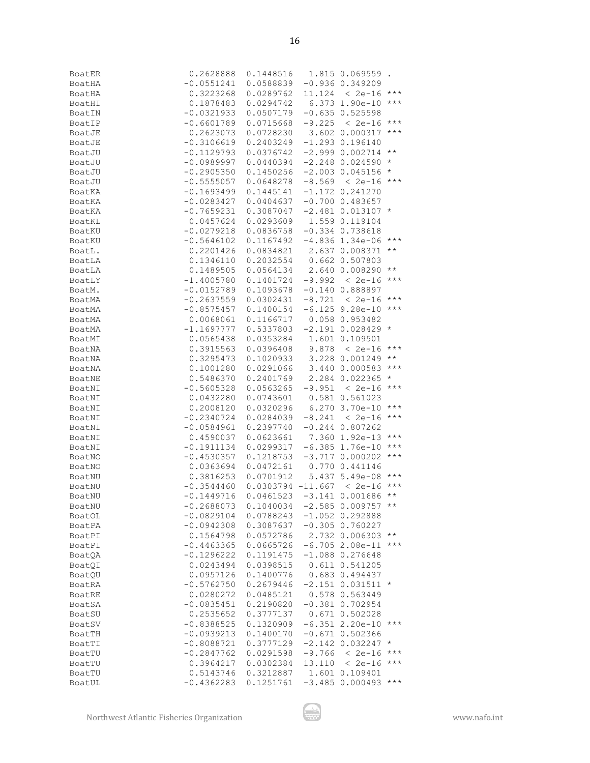```
BoatER              0.2628888  0.1448516   1.815 0.069559 .  
BoatHA             -0.0551241  0.0588839  -0.936 0.349209    
BoatHA              0.3223268  0.0289762  11.124  < 2e-16 ***
BoatHI              0.1878483  0.0294742   6.373 1.90e-10 ***
BoatIN             -0.0321933  0.0507179  -0.635 0.525598    
BoatIP             -0.6601789  0.0715668  -9.225  < 2e-16 ***
BoatJE              0.2623073  0.0728230   3.602 0.000317 ***
BoatJE             -0.3106619  0.2403249  -1.293 0.196140    
BoatJU             -0.1129793  0.0376742  -2.999 0.002714 ** 
BoatJU             -0.0989997  0.0440394  -2.248 0.024590 *  
BoatJU             -0.2905350  0.1450256  -2.003 0.045156 *  
BoatJU             -0.5555057  0.0648278  -8.569  < 2e-16 ***
BoatKA             -0.1693499  0.1445141  -1.172 0.241270    
BoatKA             -0.0283427  0.0404637  -0.700 0.483657    
BoatKA             -0.7659231  0.3087047  -2.481 0.013107 *  
BoatKL              0.0457624  0.0293609   1.559 0.119104    
BoatKU             -0.0279218  0.0836758  -0.334 0.738618    
BoatKU             -0.5646102  0.1167492  -4.836 1.34e-06 ***
BoatL.              0.2201426  0.0834821   2.637 0.008371 ** 
BoatLA              0.1346110  0.2032554   0.662 0.507803    
BoatLA              0.1489505  0.0564134   2.640 0.008290 ** 
BoatLY             -1.4005780  0.1401724  -9.992  < 2e-16 ***
BoatM.             -0.0152789  0.1093678  -0.140 0.888897    
BoatMA             -0.2637559  0.0302431  -8.721  < 2e-16 ***
BoatMA             -0.8575457  0.1400154  -6.125 9.28e-10 ***
BoatMA              0.0068061  0.1166717   0.058 0.953482    
BoatMA             -1.1697777  0.5337803  -2.191 0.028429 *  
BoatMI              0.0565438  0.0353284   1.601 0.109501    
BoatNA              0.3915563  0.0396408   9.878  < 2e-16 ***
BoatNA              0.3295473  0.1020933   3.228 0.001249 ** 
BoatNA              0.1001280  0.0291066   3.440 0.000583 ***
BoatNE              0.5486370  0.2401769   2.284 0.022365 *  
BoatNI             -0.5605328  0.0563265  -9.951  < 2e-16 ***
BoatNI              0.0432280  0.0743601   0.581 0.561023    
BoatNI              0.2008120  0.0320296   6.270 3.70e-10 ***
BoatNI             -0.2340724  0.0284039  -8.241  < 2e-16 ***
BoatNI             -0.0584961  0.2397740  -0.244 0.807262    
BoatNI              0.4590037  0.0623661   7.360 1.92e-13 ***
BoatNI             -0.1911134  0.0299317  -6.385 1.76e-10 ***
BoatNO             -0.4530357  0.1218753  -3.717 0.000202 ***
BoatNO              0.0363694  0.0472161   0.770 0.441146    
BoatNU              0.3816253  0.0701912   5.437 5.49e-08 ***
BoatNU             -0.3544460  0.0303794 -11.667  < 2e-16 ***
BoatNU             -0.1449716  0.0461523  -3.141 0.001686 ** 
BoatNU             -0.2688073  0.1040034  -2.585 0.009757 ** 
BoatOL             -0.0829104  0.0788243  -1.052 0.292888    
BoatPA             -0.0942308  0.3087637  -0.305 0.760227    
BoatPI              0.1564798  0.0572786   2.732 0.006303 ** 
BoatPI             -0.4463365  0.0665726  -6.705 2.08e-11 ***
BoatQA             -0.1296222  0.1191475  -1.088 0.276648    
BoatQI              0.0243494  0.0398515   0.611 0.541205    
BoatQU              0.0957126  0.1400776   0.683 0.494437    
BoatRA             -0.5762750  0.2679446  -2.151 0.031511 *  
BoatRE              0.0280272  0.0485121   0.578 0.563449    
BoatSA             -0.0835451  0.2190820  -0.381 0.702954    
BoatSU              0.2535652  0.3777137   0.671 0.502028    
BoatSV             -0.8388525  0.1320909  -6.351 2.20e-10 ***
BoatTH             -0.0939213  0.1400170  -0.671 0.502366    
BoatTI             -0.8088721  0.3777129  -2.142 0.032247 *  
BoatTU             -0.2847762  0.0291598  -9.766  < 2e-16 ***
BoatTU              0.3964217  0.0302384  13.110  < 2e-16 ***
BoatTU              0.5143746  0.3212887   1.601 0.109401    
BoatUL             -0.4362283  0.1251761  -3.485 0.000493 ***
```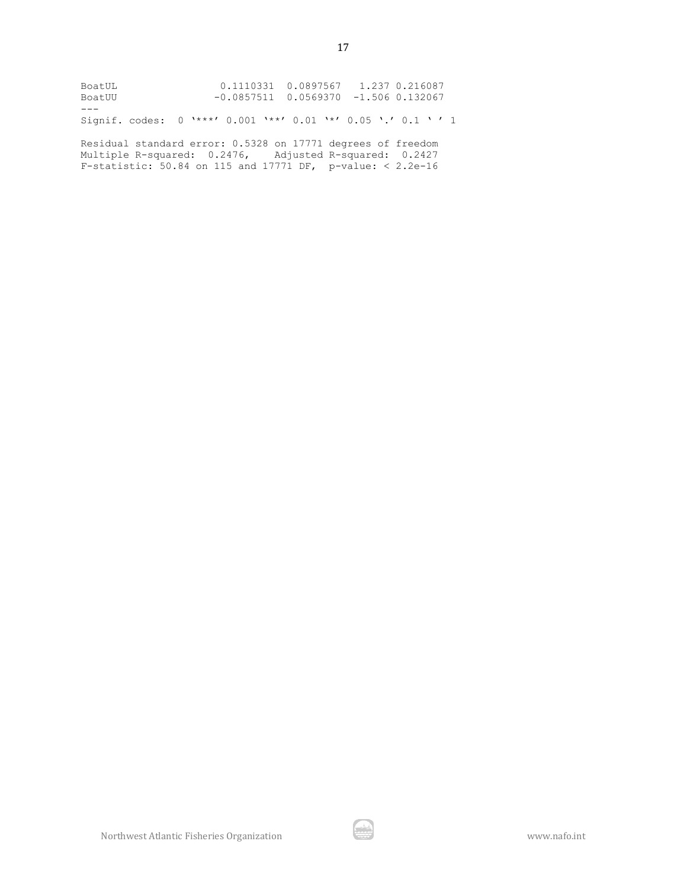```
BoatUL                0.1110331  0.0897567   1.237 0.216087
BoatUU               -0.0857511  0.0569370  -1.506 0.132067
---
Signif. codes:  0 '***' 0.001 '**' 0.01 '*' 0.05 '.' 0.1 ' ' 1

Residual standard error: 0.5328 on 17771 degrees of freedom
Multiple R-squared:  0.2476,    Adjusted R-squared:  0.2427
F-statistic: 50.84 on 115 and 17771 DF,  p-value: < 2.2e-16
```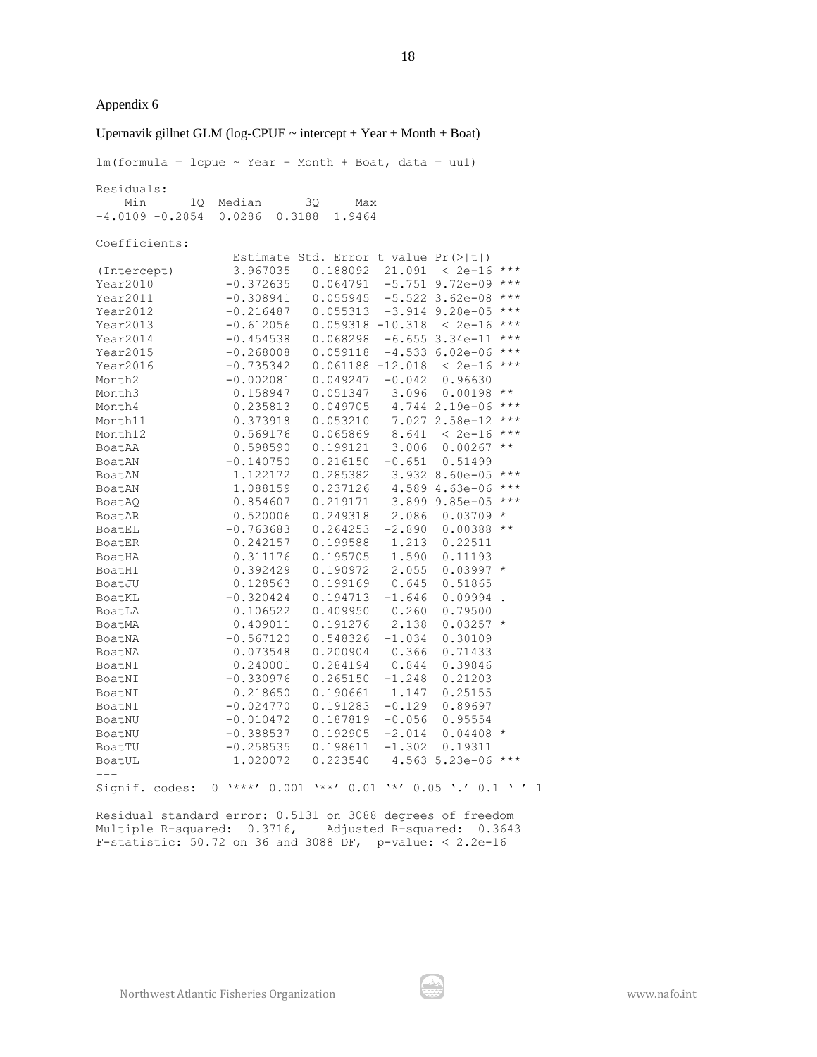Appendix 6

Upernavik gillnet GLM (log-CPUE ~ intercept + Year + Month + Boat)

```
lm(formula = lcpue ~ Year + Month + Boat, data = uu1)

Residuals:
    Min      1Q  Median      3Q     Max 
-4.0109 -0.2854  0.0286  0.3188  1.9464 

Coefficients:
              Estimate Std. Error t value Pr(>|t|)    
(Intercept)   3.967035   0.188092  21.091  < 2e-16 ***
Year2010     -0.372635   0.064791  -5.751 9.72e-09 ***
Year2011     -0.308941   0.055945  -5.522 3.62e-08 ***
Year2012     -0.216487   0.055313  -3.914 9.28e-05 ***
Year2013     -0.612056   0.059318 -10.318  < 2e-16 ***
Year2014     -0.454538   0.068298  -6.655 3.34e-11 ***
Year2015     -0.268008   0.059118  -4.533 6.02e-06 ***
Year2016     -0.735342   0.061188 -12.018  < 2e-16 ***
Month2       -0.002081   0.049247  -0.042  0.96630    
Month3        0.158947   0.051347   3.096  0.00198 ** 
Month4        0.235813   0.049705   4.744 2.19e-06 ***
Month11       0.373918   0.053210   7.027 2.58e-12 ***
Month12       0.569176   0.065869   8.641  < 2e-16 ***
BoatAA        0.598590   0.199121   3.006  0.00267 ** 
BoatAN       -0.140750   0.216150  -0.651  0.51499    
BoatAN        1.122172   0.285382   3.932 8.60e-05 ***
BoatAN        1.088159   0.237126   4.589 4.63e-06 ***
BoatAQ        0.854607   0.219171   3.899 9.85e-05 ***
BoatAR        0.520006   0.249318   2.086  0.03709 *  
BoatEL       -0.763683   0.264253  -2.890  0.00388 ** 
BoatER        0.242157   0.199588   1.213  0.22511    
BoatHA        0.311176   0.195705   1.590  0.11193    
BoatHI        0.392429   0.190972   2.055  0.03997 *  
BoatJU        0.128563   0.199169   0.645  0.51865    
BoatKL       -0.320424   0.194713  -1.646  0.09994 .  
BoatLA        0.106522   0.409950   0.260  0.79500    
BoatMA        0.409011   0.191276   2.138  0.03257 *  
BoatNA       -0.567120   0.548326  -1.034  0.30109    
BoatNA        0.073548   0.200904   0.366  0.71433    
BoatNI        0.240001   0.284194   0.844  0.39846    
BoatNI       -0.330976   0.265150  -1.248  0.21203    
BoatNI        0.218650   0.190661   1.147  0.25155    
BoatNI       -0.024770   0.191283  -0.129  0.89697    
BoatNU       -0.010472   0.187819  -0.056  0.95554    
BoatNU       -0.388537   0.192905  -2.014  0.04408 *  
BoatTU       -0.258535   0.198611  -1.302  0.19311    
BoatUL        1.020072   0.223540   4.563 5.23e-06 ***
---
Signif. codes:  0 '***' 0.001 '**' 0.01 '*' 0.05 '.' 0.1 ' ' 1

Residual standard error: 0.5131 on 3088 degrees of freedom
Multiple R-squared:  0.3716,	Adjusted R-squared:  0.3643 
F-statistic: 50.72 on 36 and 3088 DF,  p-value: < 2.2e-16
```